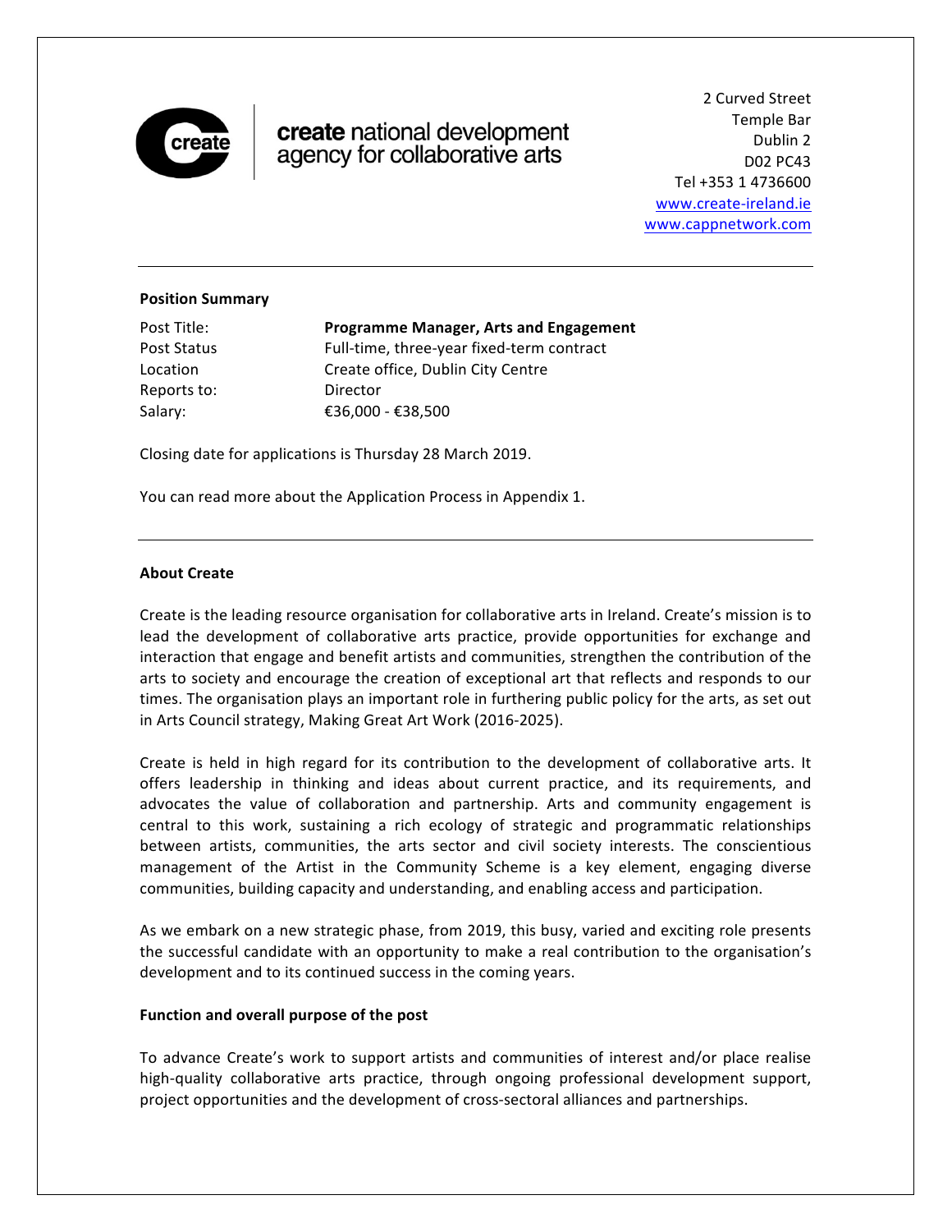**create** national development agency for collaborative arts

2 Curved Street
Temple Bar
Dublin 2
D02 PC43
Tel +353 1 4736600
www.create-ireland.ie
www.cappnetwork.com

---

**Position Summary**

| | |
|---|---|
| Post Title: | **Programme Manager, Arts and Engagement** |
| Post Status | Full-time, three-year fixed-term contract |
| Location | Create office, Dublin City Centre |
| Reports to: | Director |
| Salary: | €36,000 - €38,500 |

Closing date for applications is Thursday 28 March 2019.

You can read more about the Application Process in Appendix 1.

---

**About Create**

Create is the leading resource organisation for collaborative arts in Ireland. Create's mission is to lead the development of collaborative arts practice, provide opportunities for exchange and interaction that engage and benefit artists and communities, strengthen the contribution of the arts to society and encourage the creation of exceptional art that reflects and responds to our times. The organisation plays an important role in furthering public policy for the arts, as set out in Arts Council strategy, Making Great Art Work (2016-2025).

Create is held in high regard for its contribution to the development of collaborative arts. It offers leadership in thinking and ideas about current practice, and its requirements, and advocates the value of collaboration and partnership. Arts and community engagement is central to this work, sustaining a rich ecology of strategic and programmatic relationships between artists, communities, the arts sector and civil society interests. The conscientious management of the Artist in the Community Scheme is a key element, engaging diverse communities, building capacity and understanding, and enabling access and participation.

As we embark on a new strategic phase, from 2019, this busy, varied and exciting role presents the successful candidate with an opportunity to make a real contribution to the organisation's development and to its continued success in the coming years.

**Function and overall purpose of the post**

To advance Create's work to support artists and communities of interest and/or place realise high-quality collaborative arts practice, through ongoing professional development support, project opportunities and the development of cross-sectoral alliances and partnerships.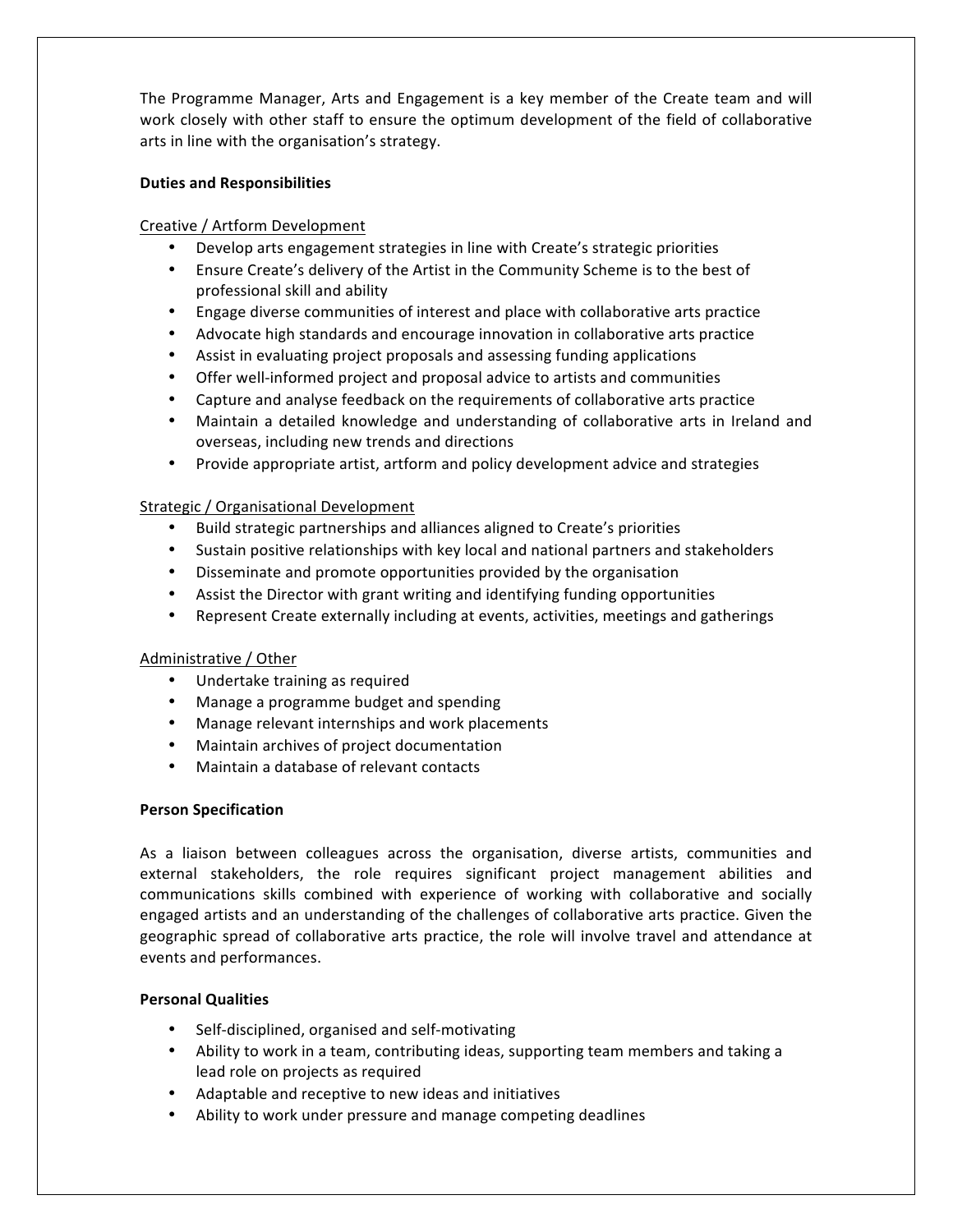The Programme Manager, Arts and Engagement is a key member of the Create team and will work closely with other staff to ensure the optimum development of the field of collaborative arts in line with the organisation's strategy.

**Duties and Responsibilities**

<u>Creative / Artform Development</u>

- Develop arts engagement strategies in line with Create's strategic priorities
- Ensure Create's delivery of the Artist in the Community Scheme is to the best of professional skill and ability
- Engage diverse communities of interest and place with collaborative arts practice
- Advocate high standards and encourage innovation in collaborative arts practice
- Assist in evaluating project proposals and assessing funding applications
- Offer well-informed project and proposal advice to artists and communities
- Capture and analyse feedback on the requirements of collaborative arts practice
- Maintain a detailed knowledge and understanding of collaborative arts in Ireland and overseas, including new trends and directions
- Provide appropriate artist, artform and policy development advice and strategies

<u>Strategic / Organisational Development</u>

- Build strategic partnerships and alliances aligned to Create's priorities
- Sustain positive relationships with key local and national partners and stakeholders
- Disseminate and promote opportunities provided by the organisation
- Assist the Director with grant writing and identifying funding opportunities
- Represent Create externally including at events, activities, meetings and gatherings

<u>Administrative / Other</u>

- Undertake training as required
- Manage a programme budget and spending
- Manage relevant internships and work placements
- Maintain archives of project documentation
- Maintain a database of relevant contacts

**Person Specification**

As a liaison between colleagues across the organisation, diverse artists, communities and external stakeholders, the role requires significant project management abilities and communications skills combined with experience of working with collaborative and socially engaged artists and an understanding of the challenges of collaborative arts practice. Given the geographic spread of collaborative arts practice, the role will involve travel and attendance at events and performances.

**Personal Qualities**

- Self-disciplined, organised and self-motivating
- Ability to work in a team, contributing ideas, supporting team members and taking a lead role on projects as required
- Adaptable and receptive to new ideas and initiatives
- Ability to work under pressure and manage competing deadlines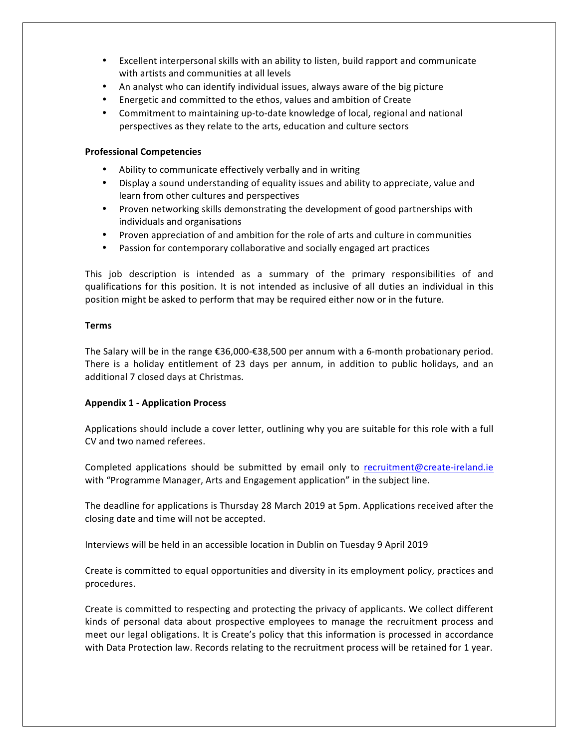- Excellent interpersonal skills with an ability to listen, build rapport and communicate with artists and communities at all levels
- An analyst who can identify individual issues, always aware of the big picture
- Energetic and committed to the ethos, values and ambition of Create
- Commitment to maintaining up-to-date knowledge of local, regional and national perspectives as they relate to the arts, education and culture sectors

**Professional Competencies**

- Ability to communicate effectively verbally and in writing
- Display a sound understanding of equality issues and ability to appreciate, value and learn from other cultures and perspectives
- Proven networking skills demonstrating the development of good partnerships with individuals and organisations
- Proven appreciation of and ambition for the role of arts and culture in communities
- Passion for contemporary collaborative and socially engaged art practices

This job description is intended as a summary of the primary responsibilities of and qualifications for this position. It is not intended as inclusive of all duties an individual in this position might be asked to perform that may be required either now or in the future.

**Terms**

The Salary will be in the range €36,000-€38,500 per annum with a 6-month probationary period. There is a holiday entitlement of 23 days per annum, in addition to public holidays, and an additional 7 closed days at Christmas.

**Appendix 1 - Application Process**

Applications should include a cover letter, outlining why you are suitable for this role with a full CV and two named referees.

Completed applications should be submitted by email only to recruitment@create-ireland.ie with "Programme Manager, Arts and Engagement application" in the subject line.

The deadline for applications is Thursday 28 March 2019 at 5pm. Applications received after the closing date and time will not be accepted.

Interviews will be held in an accessible location in Dublin on Tuesday 9 April 2019

Create is committed to equal opportunities and diversity in its employment policy, practices and procedures.

Create is committed to respecting and protecting the privacy of applicants. We collect different kinds of personal data about prospective employees to manage the recruitment process and meet our legal obligations. It is Create's policy that this information is processed in accordance with Data Protection law. Records relating to the recruitment process will be retained for 1 year.